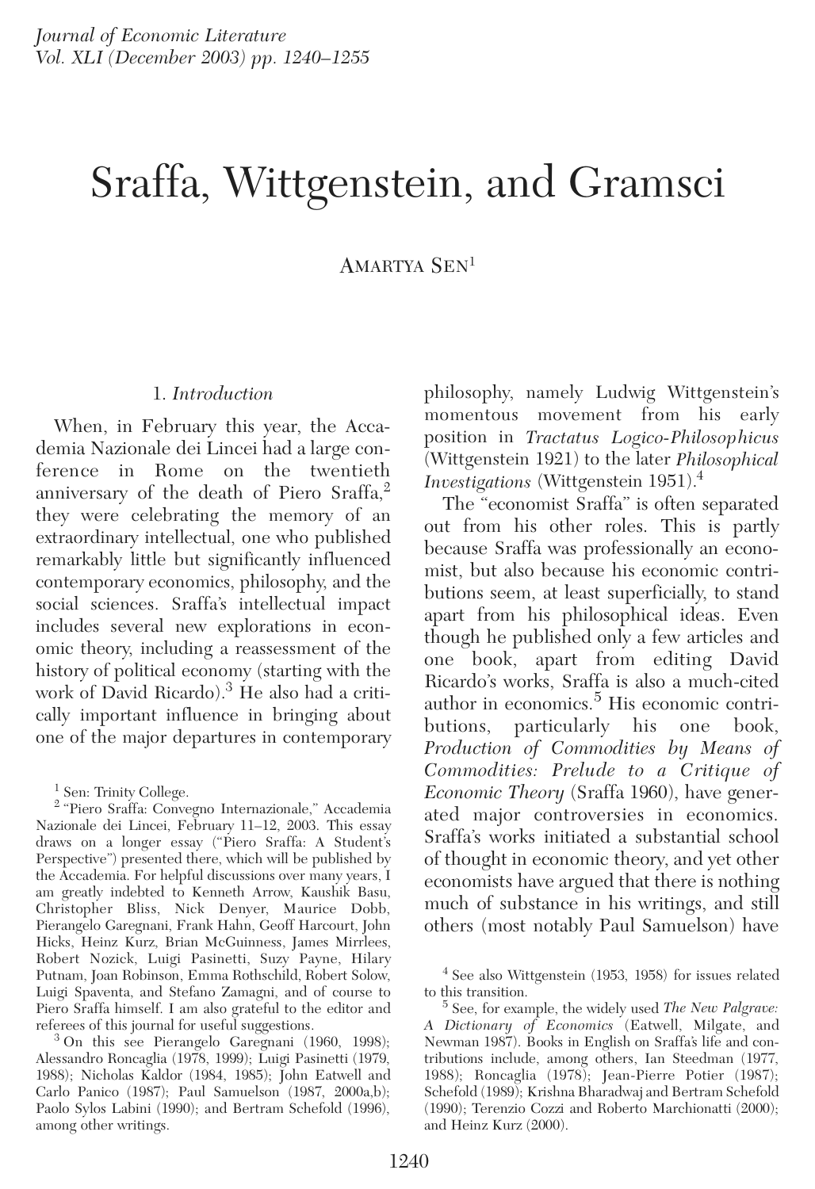# Sraffa, Wittgenstein, and Gramsci

AMARTYA SEN[1]

## 1. *Introduction*

When, in February this year, the Accademia Nazionale dei Lincei had a large conference in Rome on the twentieth anniversary of the death of Piero Sraffa,[2] they were celebrating the memory of an extraordinary intellectual, one who published remarkably little but significantly influenced contemporary economics, philosophy, and the social sciences. Sraffa's intellectual impact includes several new explorations in economic theory, including a reassessment of the history of political economy (starting with the work of David Ricardo).[3] He also had a critically important influence in bringing about one of the major departures in contemporary philosophy, namely Ludwig Wittgenstein's momentous movement from his early position in *Tractatus Logico-Philosophicus* (Wittgenstein 1921) to the later *Philosophical Investigations* (Wittgenstein 1951).[4]

The "economist Sraffa" is often separated out from his other roles. This is partly because Sraffa was professionally an economist, but also because his economic contributions seem, at least superficially, to stand apart from his philosophical ideas. Even though he published only a few articles and one book, apart from editing David Ricardo's works, Sraffa is also a much-cited author in economics.[5] His economic contributions, particularly his one book, *Production of Commodities by Means of Commodities: Prelude to a Critique of Economic Theory* (Sraffa 1960), have generated major controversies in economics. Sraffa's works initiated a substantial school of thought in economic theory, and yet other economists have argued that there is nothing much of substance in his writings, and still others (most notably Paul Samuelson) have

---

[1] Sen: Trinity College.

[2] "Piero Sraffa: Convegno Internazionale," Accademia Nazionale dei Lincei, February 11–12, 2003. This essay draws on a longer essay ("Piero Sraffa: A Student's Perspective") presented there, which will be published by the Accademia. For helpful discussions over many years, I am greatly indebted to Kenneth Arrow, Kaushik Basu, Christopher Bliss, Nick Denyer, Maurice Dobb, Pierangelo Garegnani, Frank Hahn, Geoff Harcourt, John Hicks, Heinz Kurz, Brian McGuinness, James Mirrlees, Robert Nozick, Luigi Pasinetti, Suzy Payne, Hilary Putnam, Joan Robinson, Emma Rothschild, Robert Solow, Luigi Spaventa, and Stefano Zamagni, and of course to Piero Sraffa himself. I am also grateful to the editor and referees of this journal for useful suggestions.

[3] On this see Pierangelo Garegnani (1960, 1998); Alessandro Roncaglia (1978, 1999); Luigi Pasinetti (1979, 1988); Nicholas Kaldor (1984, 1985); John Eatwell and Carlo Panico (1987); Paul Samuelson (1987, 2000a,b); Paolo Sylos Labini (1990); and Bertram Schefold (1996), among other writings.

[4] See also Wittgenstein (1953, 1958) for issues related to this transition.

[5] See, for example, the widely used *The New Palgrave: A Dictionary of Economics* (Eatwell, Milgate, and Newman 1987). Books in English on Sraffa's life and contributions include, among others, Ian Steedman (1977, 1988); Roncaglia (1978); Jean-Pierre Potier (1987); Schefold (1989); Krishna Bharadwaj and Bertram Schefold (1990); Terenzio Cozzi and Roberto Marchionatti (2000); and Heinz Kurz (2000).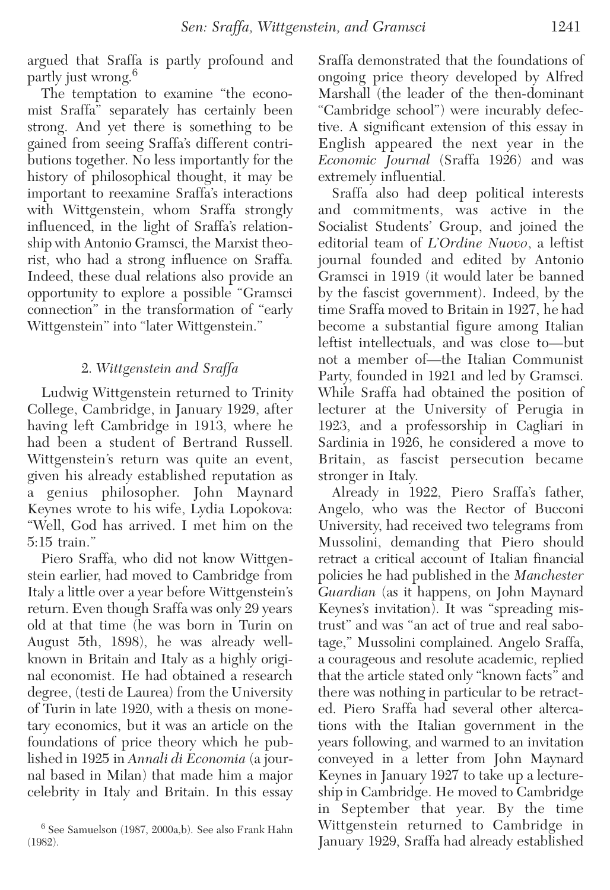argued that Sraffa is partly profound and partly just wrong.[6]

The temptation to examine "the economist Sraffa" separately has certainly been strong. And yet there is something to be gained from seeing Sraffa's different contributions together. No less importantly for the history of philosophical thought, it may be important to reexamine Sraffa's interactions with Wittgenstein, whom Sraffa strongly influenced, in the light of Sraffa's relationship with Antonio Gramsci, the Marxist theorist, who had a strong influence on Sraffa. Indeed, these dual relations also provide an opportunity to explore a possible "Gramsci connection" in the transformation of "early Wittgenstein" into "later Wittgenstein."

## 2. *Wittgenstein and Sraffa*

Ludwig Wittgenstein returned to Trinity College, Cambridge, in January 1929, after having left Cambridge in 1913, where he had been a student of Bertrand Russell. Wittgenstein's return was quite an event, given his already established reputation as a genius philosopher. John Maynard Keynes wrote to his wife, Lydia Lopokova: "Well, God has arrived. I met him on the 5:15 train."

Piero Sraffa, who did not know Wittgenstein earlier, had moved to Cambridge from Italy a little over a year before Wittgenstein's return. Even though Sraffa was only 29 years old at that time (he was born in Turin on August 5th, 1898), he was already well-known in Britain and Italy as a highly original economist. He had obtained a research degree, (testi de Laurea) from the University of Turin in late 1920, with a thesis on monetary economics, but it was an article on the foundations of price theory which he published in 1925 in *Annali di Economia* (a journal based in Milan) that made him a major celebrity in Italy and Britain. In this essay Sraffa demonstrated that the foundations of ongoing price theory developed by Alfred Marshall (the leader of the then-dominant "Cambridge school") were incurably defective. A significant extension of this essay in English appeared the next year in the *Economic Journal* (Sraffa 1926) and was extremely influential.

Sraffa also had deep political interests and commitments, was active in the Socialist Students' Group, and joined the editorial team of *L'Ordine Nuovo*, a leftist journal founded and edited by Antonio Gramsci in 1919 (it would later be banned by the fascist government). Indeed, by the time Sraffa moved to Britain in 1927, he had become a substantial figure among Italian leftist intellectuals, and was close to—but not a member of—the Italian Communist Party, founded in 1921 and led by Gramsci. While Sraffa had obtained the position of lecturer at the University of Perugia in 1923, and a professorship in Cagliari in Sardinia in 1926, he considered a move to Britain, as fascist persecution became stronger in Italy.

Already in 1922, Piero Sraffa's father, Angelo, who was the Rector of Bucconi University, had received two telegrams from Mussolini, demanding that Piero should retract a critical account of Italian financial policies he had published in the *Manchester Guardian* (as it happens, on John Maynard Keynes's invitation). It was "spreading mistrust" and was "an act of true and real sabotage," Mussolini complained. Angelo Sraffa, a courageous and resolute academic, replied that the article stated only "known facts" and there was nothing in particular to be retracted. Piero Sraffa had several other altercations with the Italian government in the years following, and warmed to an invitation conveyed in a letter from John Maynard Keynes in January 1927 to take up a lectureship in Cambridge. He moved to Cambridge in September that year. By the time Wittgenstein returned to Cambridge in January 1929, Sraffa had already established

[6] See Samuelson (1987, 2000a,b). See also Frank Hahn (1982).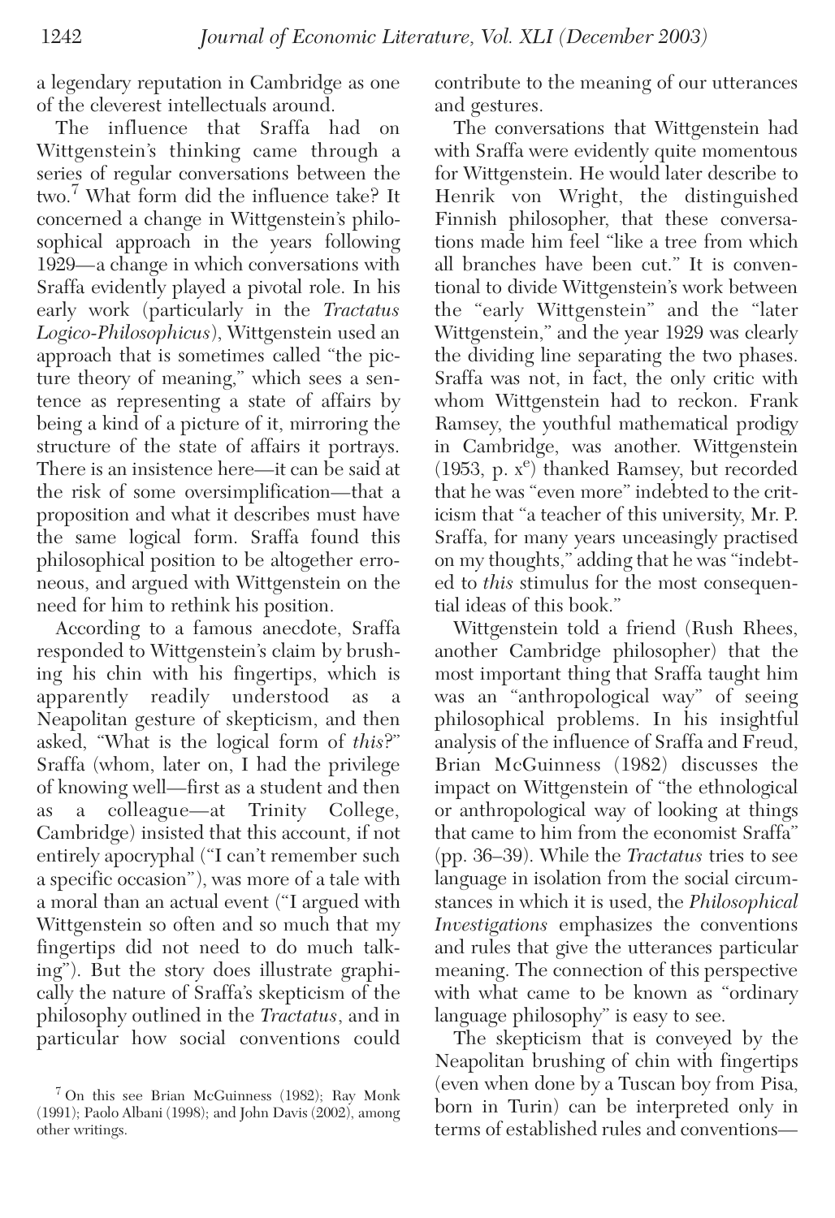a legendary reputation in Cambridge as one of the cleverest intellectuals around.

The influence that Sraffa had on Wittgenstein's thinking came through a series of regular conversations between the two.[7] What form did the influence take? It concerned a change in Wittgenstein's philosophical approach in the years following 1929—a change in which conversations with Sraffa evidently played a pivotal role. In his early work (particularly in the *Tractatus Logico-Philosophicus*), Wittgenstein used an approach that is sometimes called "the picture theory of meaning," which sees a sentence as representing a state of affairs by being a kind of a picture of it, mirroring the structure of the state of affairs it portrays. There is an insistence here—it can be said at the risk of some oversimplification—that a proposition and what it describes must have the same logical form. Sraffa found this philosophical position to be altogether erroneous, and argued with Wittgenstein on the need for him to rethink his position.

According to a famous anecdote, Sraffa responded to Wittgenstein's claim by brushing his chin with his fingertips, which is apparently readily understood as a Neapolitan gesture of skepticism, and then asked, "What is the logical form of *this*?" Sraffa (whom, later on, I had the privilege of knowing well—first as a student and then as a colleague—at Trinity College, Cambridge) insisted that this account, if not entirely apocryphal ("I can't remember such a specific occasion"), was more of a tale with a moral than an actual event ("I argued with Wittgenstein so often and so much that my fingertips did not need to do much talking"). But the story does illustrate graphically the nature of Sraffa's skepticism of the philosophy outlined in the *Tractatus*, and in particular how social conventions could contribute to the meaning of our utterances and gestures.

The conversations that Wittgenstein had with Sraffa were evidently quite momentous for Wittgenstein. He would later describe to Henrik von Wright, the distinguished Finnish philosopher, that these conversations made him feel "like a tree from which all branches have been cut." It is conventional to divide Wittgenstein's work between the "early Wittgenstein" and the "later Wittgenstein," and the year 1929 was clearly the dividing line separating the two phases. Sraffa was not, in fact, the only critic with whom Wittgenstein had to reckon. Frank Ramsey, the youthful mathematical prodigy in Cambridge, was another. Wittgenstein (1953, p. x[e]) thanked Ramsey, but recorded that he was "even more" indebted to the criticism that "a teacher of this university, Mr. P. Sraffa, for many years unceasingly practised on my thoughts," adding that he was "indebted to *this* stimulus for the most consequential ideas of this book."

Wittgenstein told a friend (Rush Rhees, another Cambridge philosopher) that the most important thing that Sraffa taught him was an "anthropological way" of seeing philosophical problems. In his insightful analysis of the influence of Sraffa and Freud, Brian McGuinness (1982) discusses the impact on Wittgenstein of "the ethnological or anthropological way of looking at things that came to him from the economist Sraffa" (pp. 36–39). While the *Tractatus* tries to see language in isolation from the social circumstances in which it is used, the *Philosophical Investigations* emphasizes the conventions and rules that give the utterances particular meaning. The connection of this perspective with what came to be known as "ordinary language philosophy" is easy to see.

The skepticism that is conveyed by the Neapolitan brushing of chin with fingertips (even when done by a Tuscan boy from Pisa, born in Turin) can be interpreted only in terms of established rules and conventions—

[7] On this see Brian McGuinness (1982); Ray Monk (1991); Paolo Albani (1998); and John Davis (2002), among other writings.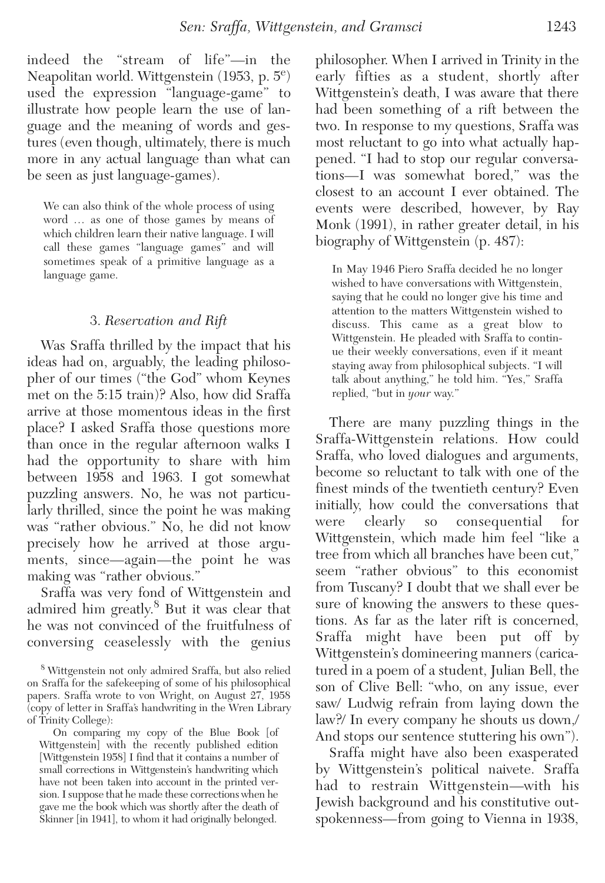indeed the "stream of life"—in the Neapolitan world. Wittgenstein (1953, p. 5[e]) used the expression "language-game" to illustrate how people learn the use of language and the meaning of words and gestures (even though, ultimately, there is much more in any actual language than what can be seen as just language-games).

> We can also think of the whole process of using word … as one of those games by means of which children learn their native language. I will call these games "language games" and will sometimes speak of a primitive language as a language game.

### 3. *Reservation and Rift*

Was Sraffa thrilled by the impact that his ideas had on, arguably, the leading philosopher of our times ("the God" whom Keynes met on the 5:15 train)? Also, how did Sraffa arrive at those momentous ideas in the first place? I asked Sraffa those questions more than once in the regular afternoon walks I had the opportunity to share with him between 1958 and 1963. I got somewhat puzzling answers. No, he was not particularly thrilled, since the point he was making was "rather obvious." No, he did not know precisely how he arrived at those arguments, since—again—the point he was making was "rather obvious."

Sraffa was very fond of Wittgenstein and admired him greatly.[8] But it was clear that he was not convinced of the fruitfulness of conversing ceaselessly with the genius philosopher. When I arrived in Trinity in the early fifties as a student, shortly after Wittgenstein's death, I was aware that there had been something of a rift between the two. In response to my questions, Sraffa was most reluctant to go into what actually happened. "I had to stop our regular conversations—I was somewhat bored," was the closest to an account I ever obtained. The events were described, however, by Ray Monk (1991), in rather greater detail, in his biography of Wittgenstein (p. 487):

> In May 1946 Piero Sraffa decided he no longer wished to have conversations with Wittgenstein, saying that he could no longer give his time and attention to the matters Wittgenstein wished to discuss. This came as a great blow to Wittgenstein. He pleaded with Sraffa to continue their weekly conversations, even if it meant staying away from philosophical subjects. "I will talk about anything," he told him. "Yes," Sraffa replied, "but in *your* way."

There are many puzzling things in the Sraffa-Wittgenstein relations. How could Sraffa, who loved dialogues and arguments, become so reluctant to talk with one of the finest minds of the twentieth century? Even initially, how could the conversations that were clearly so consequential for Wittgenstein, which made him feel "like a tree from which all branches have been cut," seem "rather obvious" to this economist from Tuscany? I doubt that we shall ever be sure of knowing the answers to these questions. As far as the later rift is concerned, Sraffa might have been put off by Wittgenstein's domineering manners (caricatured in a poem of a student, Julian Bell, the son of Clive Bell: "who, on any issue, ever saw/ Ludwig refrain from laying down the law?/ In every company he shouts us down,/ And stops our sentence stuttering his own").

Sraffa might have also been exasperated by Wittgenstein's political naivete. Sraffa had to restrain Wittgenstein—with his Jewish background and his constitutive outspokenness—from going to Vienna in 1938,

[8] Wittgenstein not only admired Sraffa, but also relied on Sraffa for the safekeeping of some of his philosophical papers. Sraffa wrote to von Wright, on August 27, 1958 (copy of letter in Sraffa's handwriting in the Wren Library of Trinity College):

> On comparing my copy of the Blue Book [of Wittgenstein] with the recently published edition [Wittgenstein 1958] I find that it contains a number of small corrections in Wittgenstein's handwriting which have not been taken into account in the printed version. I suppose that he made these corrections when he gave me the book which was shortly after the death of Skinner [in 1941], to whom it had originally belonged.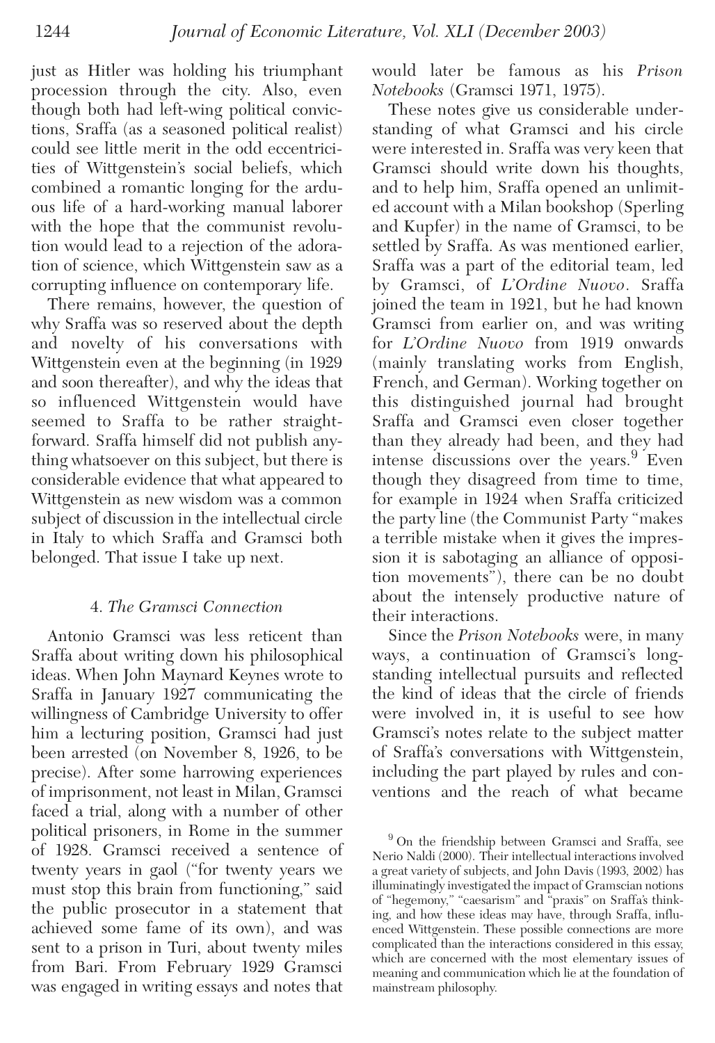just as Hitler was holding his triumphant procession through the city. Also, even though both had left-wing political convictions, Sraffa (as a seasoned political realist) could see little merit in the odd eccentricities of Wittgenstein's social beliefs, which combined a romantic longing for the arduous life of a hard-working manual laborer with the hope that the communist revolution would lead to a rejection of the adoration of science, which Wittgenstein saw as a corrupting influence on contemporary life.

There remains, however, the question of why Sraffa was so reserved about the depth and novelty of his conversations with Wittgenstein even at the beginning (in 1929 and soon thereafter), and why the ideas that so influenced Wittgenstein would have seemed to Sraffa to be rather straightforward. Sraffa himself did not publish anything whatsoever on this subject, but there is considerable evidence that what appeared to Wittgenstein as new wisdom was a common subject of discussion in the intellectual circle in Italy to which Sraffa and Gramsci both belonged. That issue I take up next.

### 4. *The Gramsci Connection*

Antonio Gramsci was less reticent than Sraffa about writing down his philosophical ideas. When John Maynard Keynes wrote to Sraffa in January 1927 communicating the willingness of Cambridge University to offer him a lecturing position, Gramsci had just been arrested (on November 8, 1926, to be precise). After some harrowing experiences of imprisonment, not least in Milan, Gramsci faced a trial, along with a number of other political prisoners, in Rome in the summer of 1928. Gramsci received a sentence of twenty years in gaol ("for twenty years we must stop this brain from functioning," said the public prosecutor in a statement that achieved some fame of its own), and was sent to a prison in Turi, about twenty miles from Bari. From February 1929 Gramsci was engaged in writing essays and notes that would later be famous as his *Prison Notebooks* (Gramsci 1971, 1975).

These notes give us considerable understanding of what Gramsci and his circle were interested in. Sraffa was very keen that Gramsci should write down his thoughts, and to help him, Sraffa opened an unlimited account with a Milan bookshop (Sperling and Kupfer) in the name of Gramsci, to be settled by Sraffa. As was mentioned earlier, Sraffa was a part of the editorial team, led by Gramsci, of *L'Ordine Nuovo*. Sraffa joined the team in 1921, but he had known Gramsci from earlier on, and was writing for *L'Ordine Nuovo* from 1919 onwards (mainly translating works from English, French, and German). Working together on this distinguished journal had brought Sraffa and Gramsci even closer together than they already had been, and they had intense discussions over the years.[9] Even though they disagreed from time to time, for example in 1924 when Sraffa criticized the party line (the Communist Party "makes a terrible mistake when it gives the impression it is sabotaging an alliance of opposition movements"), there can be no doubt about the intensely productive nature of their interactions.

Since the *Prison Notebooks* were, in many ways, a continuation of Gramsci's longstanding intellectual pursuits and reflected the kind of ideas that the circle of friends were involved in, it is useful to see how Gramsci's notes relate to the subject matter of Sraffa's conversations with Wittgenstein, including the part played by rules and conventions and the reach of what became

[9] On the friendship between Gramsci and Sraffa, see Nerio Naldi (2000). Their intellectual interactions involved a great variety of subjects, and John Davis (1993, 2002) has illuminatingly investigated the impact of Gramscian notions of "hegemony," "caesarism" and "praxis" on Sraffa's thinking, and how these ideas may have, through Sraffa, influenced Wittgenstein. These possible connections are more complicated than the interactions considered in this essay, which are concerned with the most elementary issues of meaning and communication which lie at the foundation of mainstream philosophy.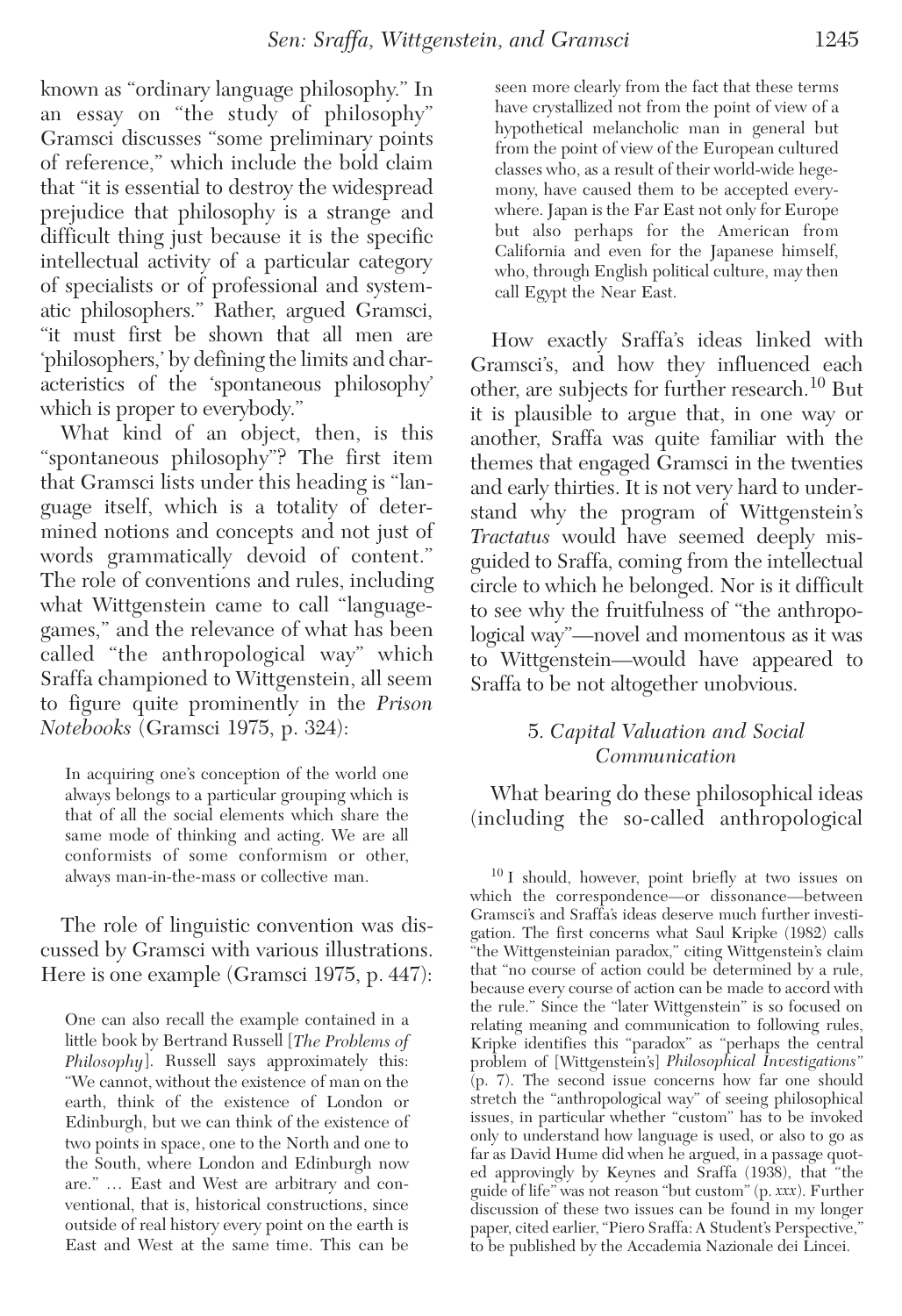known as "ordinary language philosophy." In an essay on "the study of philosophy" Gramsci discusses "some preliminary points of reference," which include the bold claim that "it is essential to destroy the widespread prejudice that philosophy is a strange and difficult thing just because it is the specific intellectual activity of a particular category of specialists or of professional and systematic philosophers." Rather, argued Gramsci, "it must first be shown that all men are 'philosophers,' by defining the limits and characteristics of the 'spontaneous philosophy' which is proper to everybody."

What kind of an object, then, is this "spontaneous philosophy"? The first item that Gramsci lists under this heading is "language itself, which is a totality of determined notions and concepts and not just of words grammatically devoid of content." The role of conventions and rules, including what Wittgenstein came to call "language-games," and the relevance of what has been called "the anthropological way" which Sraffa championed to Wittgenstein, all seem to figure quite prominently in the *Prison Notebooks* (Gramsci 1975, p. 324):

> In acquiring one's conception of the world one always belongs to a particular grouping which is that of all the social elements which share the same mode of thinking and acting. We are all conformists of some conformism or other, always man-in-the-mass or collective man.

The role of linguistic convention was discussed by Gramsci with various illustrations. Here is one example (Gramsci 1975, p. 447):

> One can also recall the example contained in a little book by Bertrand Russell [*The Problems of Philosophy*]. Russell says approximately this: "We cannot, without the existence of man on the earth, think of the existence of London or Edinburgh, but we can think of the existence of two points in space, one to the North and one to the South, where London and Edinburgh now are." … East and West are arbitrary and conventional, that is, historical constructions, since outside of real history every point on the earth is East and West at the same time. This can be seen more clearly from the fact that these terms have crystallized not from the point of view of a hypothetical melancholic man in general but from the point of view of the European cultured classes who, as a result of their world-wide hegemony, have caused them to be accepted everywhere. Japan is the Far East not only for Europe but also perhaps for the American from California and even for the Japanese himself, who, through English political culture, may then call Egypt the Near East.

How exactly Sraffa's ideas linked with Gramsci's, and how they influenced each other, are subjects for further research.[10] But it is plausible to argue that, in one way or another, Sraffa was quite familiar with the themes that engaged Gramsci in the twenties and early thirties. It is not very hard to understand why the program of Wittgenstein's *Tractatus* would have seemed deeply misguided to Sraffa, coming from the intellectual circle to which he belonged. Nor is it difficult to see why the fruitfulness of "the anthropological way"—novel and momentous as it was to Wittgenstein—would have appeared to Sraffa to be not altogether unobvious.

## 5. *Capital Valuation and Social Communication*

What bearing do these philosophical ideas (including the so-called anthropological

[10] I should, however, point briefly at two issues on which the correspondence—or dissonance—between Gramsci's and Sraffa's ideas deserve much further investigation. The first concerns what Saul Kripke (1982) calls "the Wittgensteinian paradox," citing Wittgenstein's claim that "no course of action could be determined by a rule, because every course of action can be made to accord with the rule." Since the "later Wittgenstein" is so focused on relating meaning and communication to following rules, Kripke identifies this "paradox" as "perhaps the central problem of [Wittgenstein's] *Philosophical Investigations*" (p. 7). The second issue concerns how far one should stretch the "anthropological way" of seeing philosophical issues, in particular whether "custom" has to be invoked only to understand how language is used, or also to go as far as David Hume did when he argued, in a passage quoted approvingly by Keynes and Sraffa (1938), that "the guide of life" was not reason "but custom" (p. *xxx*). Further discussion of these two issues can be found in my longer paper, cited earlier, "Piero Sraffa: A Student's Perspective," to be published by the Accademia Nazionale dei Lincei.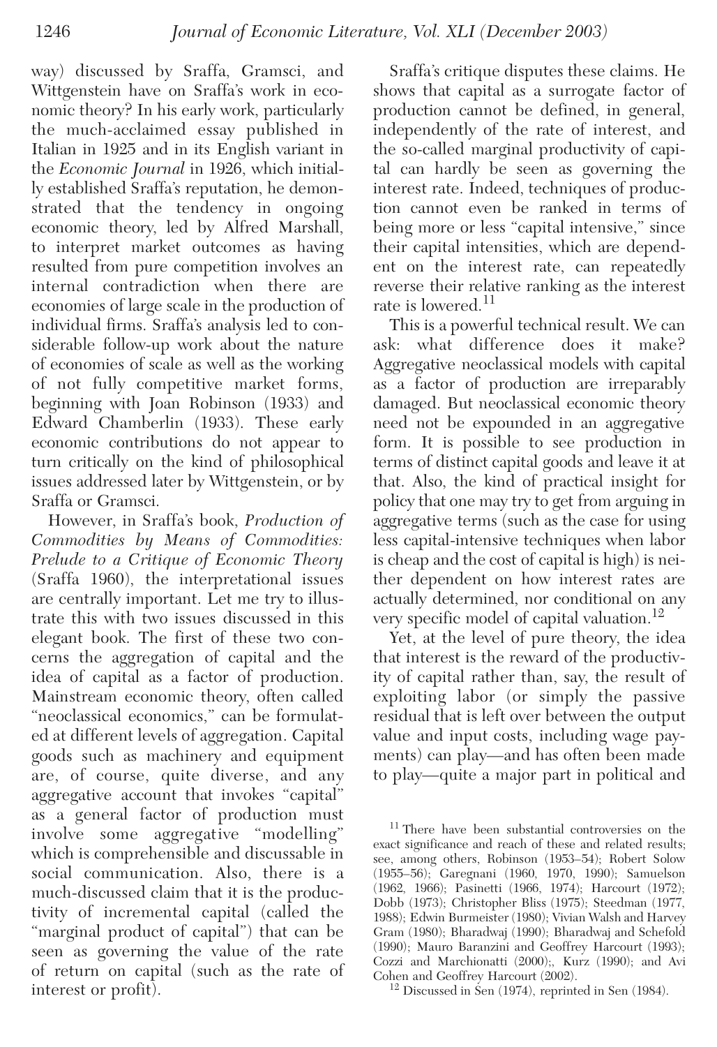way) discussed by Sraffa, Gramsci, and Wittgenstein have on Sraffa's work in economic theory? In his early work, particularly the much-acclaimed essay published in Italian in 1925 and in its English variant in the *Economic Journal* in 1926, which initially established Sraffa's reputation, he demonstrated that the tendency in ongoing economic theory, led by Alfred Marshall, to interpret market outcomes as having resulted from pure competition involves an internal contradiction when there are economies of large scale in the production of individual firms. Sraffa's analysis led to considerable follow-up work about the nature of economies of scale as well as the working of not fully competitive market forms, beginning with Joan Robinson (1933) and Edward Chamberlin (1933). These early economic contributions do not appear to turn critically on the kind of philosophical issues addressed later by Wittgenstein, or by Sraffa or Gramsci.

However, in Sraffa's book, *Production of Commodities by Means of Commodities: Prelude to a Critique of Economic Theory* (Sraffa 1960), the interpretational issues are centrally important. Let me try to illustrate this with two issues discussed in this elegant book. The first of these two concerns the aggregation of capital and the idea of capital as a factor of production. Mainstream economic theory, often called "neoclassical economics," can be formulated at different levels of aggregation. Capital goods such as machinery and equipment are, of course, quite diverse, and any aggregative account that invokes "capital" as a general factor of production must involve some aggregative "modelling" which is comprehensible and discussable in social communication. Also, there is a much-discussed claim that it is the productivity of incremental capital (called the "marginal product of capital") that can be seen as governing the value of the rate of return on capital (such as the rate of interest or profit).

Sraffa's critique disputes these claims. He shows that capital as a surrogate factor of production cannot be defined, in general, independently of the rate of interest, and the so-called marginal productivity of capital can hardly be seen as governing the interest rate. Indeed, techniques of production cannot even be ranked in terms of being more or less "capital intensive," since their capital intensities, which are dependent on the interest rate, can repeatedly reverse their relative ranking as the interest rate is lowered.[11]

This is a powerful technical result. We can ask: what difference does it make? Aggregative neoclassical models with capital as a factor of production are irreparably damaged. But neoclassical economic theory need not be expounded in an aggregative form. It is possible to see production in terms of distinct capital goods and leave it at that. Also, the kind of practical insight for policy that one may try to get from arguing in aggregative terms (such as the case for using less capital-intensive techniques when labor is cheap and the cost of capital is high) is neither dependent on how interest rates are actually determined, nor conditional on any very specific model of capital valuation.[12]

Yet, at the level of pure theory, the idea that interest is the reward of the productivity of capital rather than, say, the result of exploiting labor (or simply the passive residual that is left over between the output value and input costs, including wage payments) can play—and has often been made to play—quite a major part in political and

[11] There have been substantial controversies on the exact significance and reach of these and related results; see, among others, Robinson (1953–54); Robert Solow (1955–56); Garegnani (1960, 1970, 1990); Samuelson (1962, 1966); Pasinetti (1966, 1974); Harcourt (1972); Dobb (1973); Christopher Bliss (1975); Steedman (1977, 1988); Edwin Burmeister (1980); Vivian Walsh and Harvey Gram (1980); Bharadwaj (1990); Bharadwaj and Schefold (1990); Mauro Baranzini and Geoffrey Harcourt (1993); Cozzi and Marchionatti (2000);, Kurz (1990); and Avi Cohen and Geoffrey Harcourt (2002).

[12] Discussed in Sen (1974), reprinted in Sen (1984).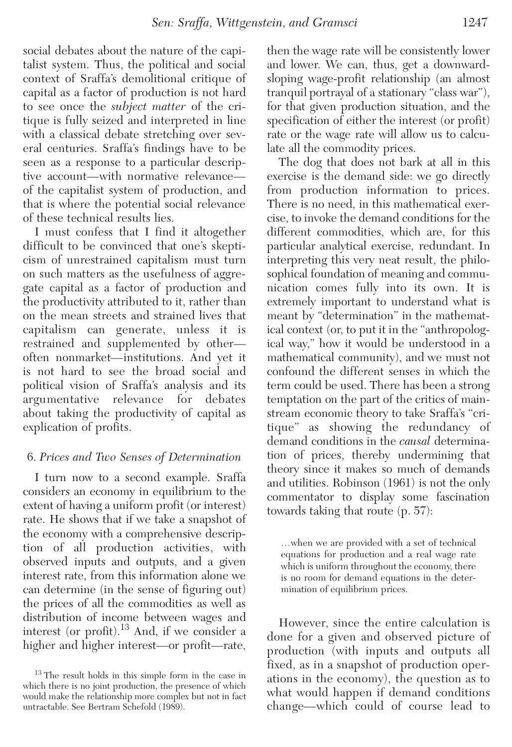social debates about the nature of the capitalist system. Thus, the political and social context of Sraffa's demolitional critique of capital as a factor of production is not hard to see once the *subject matter* of the critique is fully seized and interpreted in line with a classical debate stretching over several centuries. Sraffa's findings have to be seen as a response to a particular descriptive account—with normative relevance—of the capitalist system of production, and that is where the potential social relevance of these technical results lies.

I must confess that I find it altogether difficult to be convinced that one's skepticism of unrestrained capitalism must turn on such matters as the usefulness of aggregate capital as a factor of production and the productivity attributed to it, rather than on the mean streets and strained lives that capitalism can generate, unless it is restrained and supplemented by other—often nonmarket—institutions. And yet it is not hard to see the broad social and political vision of Sraffa's analysis and its argumentative relevance for debates about taking the productivity of capital as explication of profits.

### 6. *Prices and Two Senses of Determination*

I turn now to a second example. Sraffa considers an economy in equilibrium to the extent of having a uniform profit (or interest) rate. He shows that if we take a snapshot of the economy with a comprehensive description of all production activities, with observed inputs and outputs, and a given interest rate, from this information alone we can determine (in the sense of figuring out) the prices of all the commodities as well as distribution of income between wages and interest (or profit).[13] And, if we consider a higher and higher interest—or profit—rate, then the wage rate will be consistently lower and lower. We can, thus, get a downward-sloping wage-profit relationship (an almost tranquil portrayal of a stationary "class war"), for that given production situation, and the specification of either the interest (or profit) rate or the wage rate will allow us to calculate all the commodity prices.

The dog that does not bark at all in this exercise is the demand side: we go directly from production information to prices. There is no need, in this mathematical exercise, to invoke the demand conditions for the different commodities, which are, for this particular analytical exercise, redundant. In interpreting this very neat result, the philosophical foundation of meaning and communication comes fully into its own. It is extremely important to understand what is meant by "determination" in the mathematical context (or, to put it in the "anthropological way," how it would be understood in a mathematical community), and we must not confound the different senses in which the term could be used. There has been a strong temptation on the part of the critics of mainstream economic theory to take Sraffa's "critique" as showing the redundancy of demand conditions in the *causal* determination of prices, thereby undermining that theory since it makes so much of demands and utilities. Robinson (1961) is not the only commentator to display some fascination towards taking that route (p. 57):

> …when we are provided with a set of technical equations for production and a real wage rate which is uniform throughout the economy, there is no room for demand equations in the determination of equilibrium prices.

However, since the entire calculation is done for a given and observed picture of production (with inputs and outputs all fixed, as in a snapshot of production operations in the economy), the question as to what would happen if demand conditions change—which could of course lead to

[13] The result holds in this simple form in the case in which there is no joint production, the presence of which would make the relationship more complex but not in fact untractable. See Bertram Schefold (1989).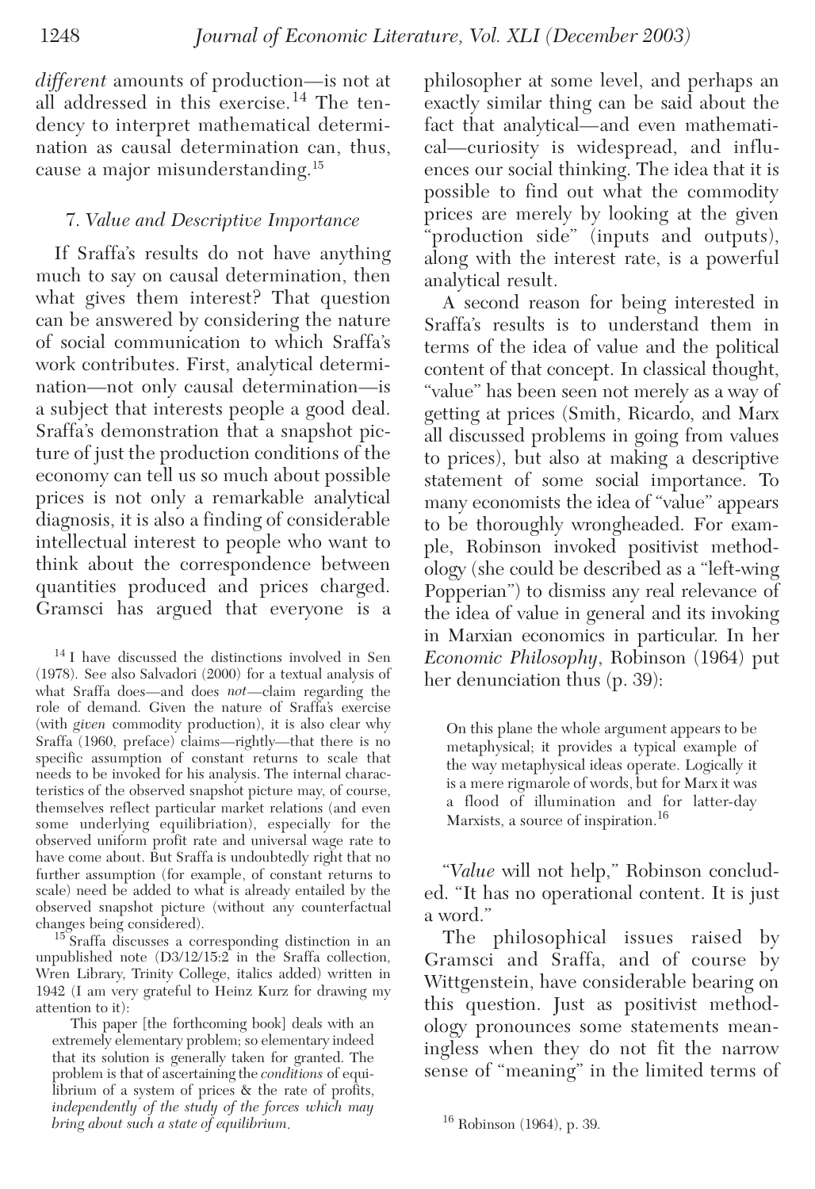*different* amounts of production—is not at all addressed in this exercise.[14] The tendency to interpret mathematical determination as causal determination can, thus, cause a major misunderstanding.[15]

## 7. *Value and Descriptive Importance*

If Sraffa's results do not have anything much to say on causal determination, then what gives them interest? That question can be answered by considering the nature of social communication to which Sraffa's work contributes. First, analytical determination—not only causal determination—is a subject that interests people a good deal. Sraffa's demonstration that a snapshot picture of just the production conditions of the economy can tell us so much about possible prices is not only a remarkable analytical diagnosis, it is also a finding of considerable intellectual interest to people who want to think about the correspondence between quantities produced and prices charged. Gramsci has argued that everyone is a philosopher at some level, and perhaps an exactly similar thing can be said about the fact that analytical—and even mathematical—curiosity is widespread, and influences our social thinking. The idea that it is possible to find out what the commodity prices are merely by looking at the given "production side" (inputs and outputs), along with the interest rate, is a powerful analytical result.

A second reason for being interested in Sraffa's results is to understand them in terms of the idea of value and the political content of that concept. In classical thought, "value" has been seen not merely as a way of getting at prices (Smith, Ricardo, and Marx all discussed problems in going from values to prices), but also at making a descriptive statement of some social importance. To many economists the idea of "value" appears to be thoroughly wrongheaded. For example, Robinson invoked positivist methodology (she could be described as a "left-wing Popperian") to dismiss any real relevance of the idea of value in general and its invoking in Marxian economics in particular. In her *Economic Philosophy*, Robinson (1964) put her denunciation thus (p. 39):

> On this plane the whole argument appears to be metaphysical; it provides a typical example of the way metaphysical ideas operate. Logically it is a mere rigmarole of words, but for Marx it was a flood of illumination and for latter-day Marxists, a source of inspiration.[16]

"*Value* will not help," Robinson concluded. "It has no operational content. It is just a word."

The philosophical issues raised by Gramsci and Sraffa, and of course by Wittgenstein, have considerable bearing on this question. Just as positivist methodology pronounces some statements meaningless when they do not fit the narrow sense of "meaning" in the limited terms of

---

[14] I have discussed the distinctions involved in Sen (1978). See also Salvadori (2000) for a textual analysis of what Sraffa does—and does *not*—claim regarding the role of demand. Given the nature of Sraffa's exercise (with *given* commodity production), it is also clear why Sraffa (1960, preface) claims—rightly—that there is no specific assumption of constant returns to scale that needs to be invoked for his analysis. The internal characteristics of the observed snapshot picture may, of course, themselves reflect particular market relations (and even some underlying equilibriation), especially for the observed uniform profit rate and universal wage rate to have come about. But Sraffa is undoubtedly right that no further assumption (for example, of constant returns to scale) need be added to what is already entailed by the observed snapshot picture (without any counterfactual changes being considered).

[15] Sraffa discusses a corresponding distinction in an unpublished note (D3/12/15:2 in the Sraffa collection, Wren Library, Trinity College, italics added) written in 1942 (I am very grateful to Heinz Kurz for drawing my attention to it):

> This paper [the forthcoming book] deals with an extremely elementary problem; so elementary indeed that its solution is generally taken for granted. The problem is that of ascertaining the *conditions* of equilibrium of a system of prices & the rate of profits, *independently of the study of the forces which may bring about such a state of equilibrium.*

[16] Robinson (1964), p. 39.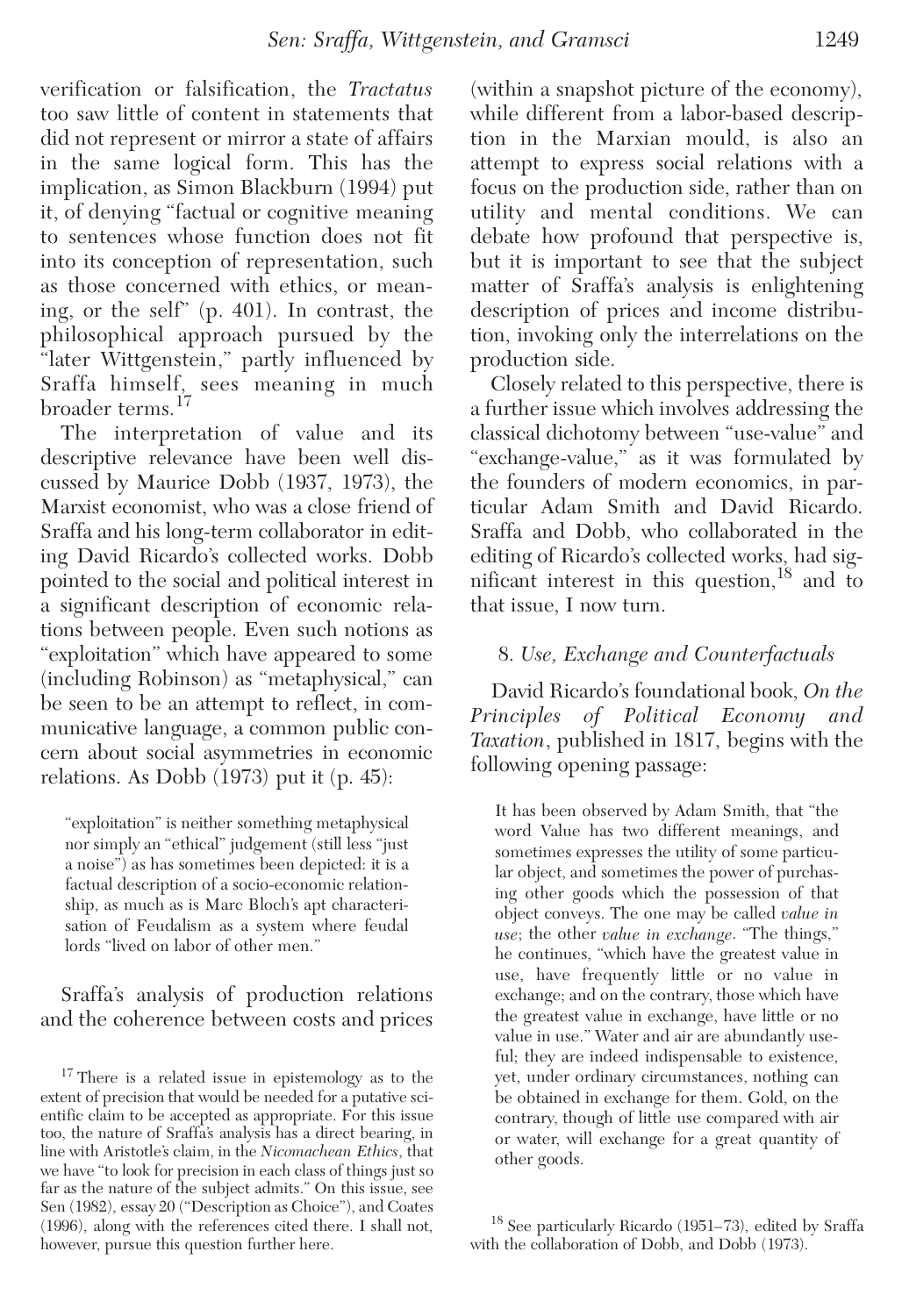verification or falsification, the *Tractatus* too saw little of content in statements that did not represent or mirror a state of affairs in the same logical form. This has the implication, as Simon Blackburn (1994) put it, of denying "factual or cognitive meaning to sentences whose function does not fit into its conception of representation, such as those concerned with ethics, or meaning, or the self" (p. 401). In contrast, the philosophical approach pursued by the "later Wittgenstein," partly influenced by Sraffa himself, sees meaning in much broader terms.[17]

The interpretation of value and its descriptive relevance have been well discussed by Maurice Dobb (1937, 1973), the Marxist economist, who was a close friend of Sraffa and his long-term collaborator in editing David Ricardo's collected works. Dobb pointed to the social and political interest in a significant description of economic relations between people. Even such notions as "exploitation" which have appeared to some (including Robinson) as "metaphysical," can be seen to be an attempt to reflect, in communicative language, a common public concern about social asymmetries in economic relations. As Dobb (1973) put it (p. 45):

> "exploitation" is neither something metaphysical nor simply an "ethical" judgement (still less "just a noise") as has sometimes been depicted: it is a factual description of a socio-economic relationship, as much as is Marc Bloch's apt characterisation of Feudalism as a system where feudal lords "lived on labor of other men."

Sraffa's analysis of production relations and the coherence between costs and prices (within a snapshot picture of the economy), while different from a labor-based description in the Marxian mould, is also an attempt to express social relations with a focus on the production side, rather than on utility and mental conditions. We can debate how profound that perspective is, but it is important to see that the subject matter of Sraffa's analysis is enlightening description of prices and income distribution, invoking only the interrelations on the production side.

Closely related to this perspective, there is a further issue which involves addressing the classical dichotomy between "use-value" and "exchange-value," as it was formulated by the founders of modern economics, in particular Adam Smith and David Ricardo. Sraffa and Dobb, who collaborated in the editing of Ricardo's collected works, had significant interest in this question,[18] and to that issue, I now turn.

## 8. *Use, Exchange and Counterfactuals*

David Ricardo's foundational book, *On the Principles of Political Economy and Taxation*, published in 1817, begins with the following opening passage:

> It has been observed by Adam Smith, that "the word Value has two different meanings, and sometimes expresses the utility of some particular object, and sometimes the power of purchasing other goods which the possession of that object conveys. The one may be called *value in use*; the other *value in exchange*. "The things," he continues, "which have the greatest value in use, have frequently little or no value in exchange; and on the contrary, those which have the greatest value in exchange, have little or no value in use." Water and air are abundantly useful; they are indeed indispensable to existence, yet, under ordinary circumstances, nothing can be obtained in exchange for them. Gold, on the contrary, though of little use compared with air or water, will exchange for a great quantity of other goods.

---

[17] There is a related issue in epistemology as to the extent of precision that would be needed for a putative scientific claim to be accepted as appropriate. For this issue too, the nature of Sraffa's analysis has a direct bearing, in line with Aristotle's claim, in the *Nicomachean Ethics*, that we have "to look for precision in each class of things just so far as the nature of the subject admits." On this issue, see Sen (1982), essay 20 ("Description as Choice"), and Coates (1996), along with the references cited there. I shall not, however, pursue this question further here.

[18] See particularly Ricardo (1951–73), edited by Sraffa with the collaboration of Dobb, and Dobb (1973).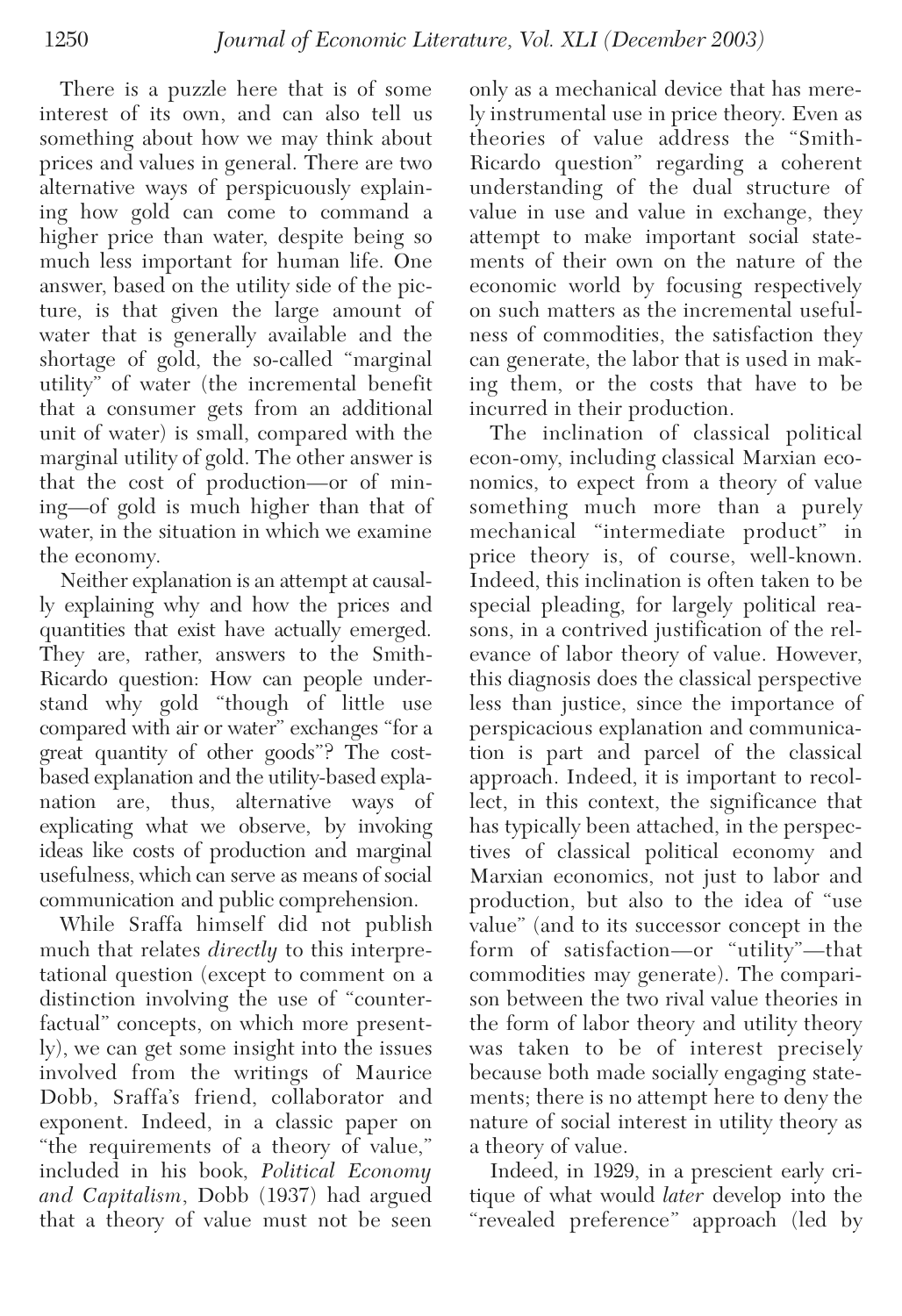There is a puzzle here that is of some interest of its own, and can also tell us something about how we may think about prices and values in general. There are two alternative ways of perspicuously explaining how gold can come to command a higher price than water, despite being so much less important for human life. One answer, based on the utility side of the picture, is that given the large amount of water that is generally available and the shortage of gold, the so-called "marginal utility" of water (the incremental benefit that a consumer gets from an additional unit of water) is small, compared with the marginal utility of gold. The other answer is that the cost of production—or of mining—of gold is much higher than that of water, in the situation in which we examine the economy.

Neither explanation is an attempt at causally explaining why and how the prices and quantities that exist have actually emerged. They are, rather, answers to the Smith-Ricardo question: How can people understand why gold "though of little use compared with air or water" exchanges "for a great quantity of other goods"? The cost-based explanation and the utility-based explanation are, thus, alternative ways of explicating what we observe, by invoking ideas like costs of production and marginal usefulness, which can serve as means of social communication and public comprehension.

While Sraffa himself did not publish much that relates *directly* to this interpretational question (except to comment on a distinction involving the use of "counterfactual" concepts, on which more presently), we can get some insight into the issues involved from the writings of Maurice Dobb, Sraffa's friend, collaborator and exponent. Indeed, in a classic paper on "the requirements of a theory of value," included in his book, *Political Economy and Capitalism*, Dobb (1937) had argued that a theory of value must not be seen only as a mechanical device that has merely instrumental use in price theory. Even as theories of value address the "Smith-Ricardo question" regarding a coherent understanding of the dual structure of value in use and value in exchange, they attempt to make important social statements of their own on the nature of the economic world by focusing respectively on such matters as the incremental usefulness of commodities, the satisfaction they can generate, the labor that is used in making them, or the costs that have to be incurred in their production.

The inclination of classical political econ-omy, including classical Marxian economics, to expect from a theory of value something much more than a purely mechanical "intermediate product" in price theory is, of course, well-known. Indeed, this inclination is often taken to be special pleading, for largely political reasons, in a contrived justification of the relevance of labor theory of value. However, this diagnosis does the classical perspective less than justice, since the importance of perspicacious explanation and communication is part and parcel of the classical approach. Indeed, it is important to recollect, in this context, the significance that has typically been attached, in the perspectives of classical political economy and Marxian economics, not just to labor and production, but also to the idea of "use value" (and to its successor concept in the form of satisfaction—or "utility"—that commodities may generate). The comparison between the two rival value theories in the form of labor theory and utility theory was taken to be of interest precisely because both made socially engaging statements; there is no attempt here to deny the nature of social interest in utility theory as a theory of value.

Indeed, in 1929, in a prescient early critique of what would *later* develop into the "revealed preference" approach (led by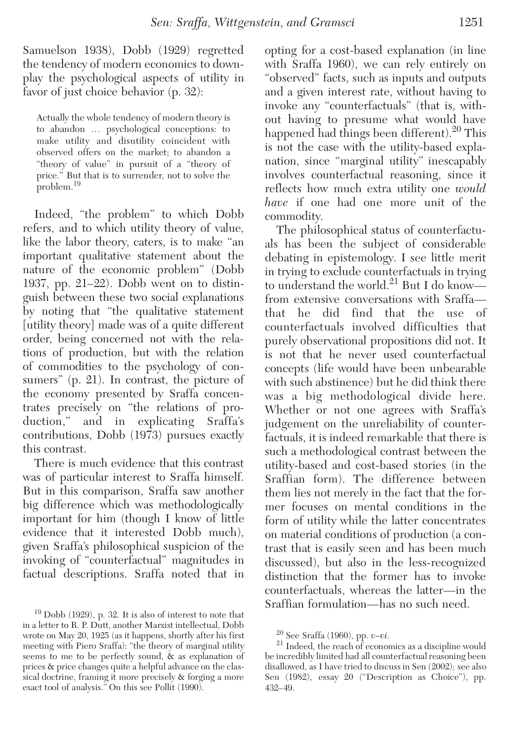Samuelson 1938), Dobb (1929) regretted the tendency of modern economics to downplay the psychological aspects of utility in favor of just choice behavior (p. 32):

> Actually the whole tendency of modern theory is to abandon … psychological conceptions: to make utility and disutility coincident with observed offers on the market; to abandon a "theory of value" in pursuit of a "theory of price." But that is to surrender, not to solve the problem.[19]

Indeed, "the problem" to which Dobb refers, and to which utility theory of value, like the labor theory, caters, is to make "an important qualitative statement about the nature of the economic problem" (Dobb 1937, pp. 21–22). Dobb went on to distinguish between these two social explanations by noting that "the qualitative statement [utility theory] made was of a quite different order, being concerned not with the relations of production, but with the relation of commodities to the psychology of consumers" (p. 21). In contrast, the picture of the economy presented by Sraffa concentrates precisely on "the relations of production," and in explicating Sraffa's contributions, Dobb (1973) pursues exactly this contrast.

There is much evidence that this contrast was of particular interest to Sraffa himself. But in this comparison, Sraffa saw another big difference which was methodologically important for him (though I know of little evidence that it interested Dobb much), given Sraffa's philosophical suspicion of the invoking of "counterfactual" magnitudes in factual descriptions. Sraffa noted that in opting for a cost-based explanation (in line with Sraffa 1960), we can rely entirely on "observed" facts, such as inputs and outputs and a given interest rate, without having to invoke any "counterfactuals" (that is, without having to presume what would have happened had things been different).[20] This is not the case with the utility-based explanation, since "marginal utility" inescapably involves counterfactual reasoning, since it reflects how much extra utility one *would have* if one had one more unit of the commodity.

The philosophical status of counterfactuals has been the subject of considerable debating in epistemology. I see little merit in trying to exclude counterfactuals in trying to understand the world.[21] But I do know—from extensive conversations with Sraffa—that he did find that the use of counterfactuals involved difficulties that purely observational propositions did not. It is not that he never used counterfactual concepts (life would have been unbearable with such abstinence) but he did think there was a big methodological divide here. Whether or not one agrees with Sraffa's judgement on the unreliability of counterfactuals, it is indeed remarkable that there is such a methodological contrast between the utility-based and cost-based stories (in the Sraffian form). The difference between them lies not merely in the fact that the former focuses on mental conditions in the form of utility while the latter concentrates on material conditions of production (a contrast that is easily seen and has been much discussed), but also in the less-recognized distinction that the former has to invoke counterfactuals, whereas the latter—in the Sraffian formulation—has no such need.

---

[19] Dobb (1929), p. 32. It is also of interest to note that in a letter to R. P. Dutt, another Marxist intellectual, Dobb wrote on May 20, 1925 (as it happens, shortly after his first meeting with Piero Sraffa): "the theory of marginal utility seems to me to be perfectly sound, & as explanation of prices & price changes quite a helpful advance on the classical doctrine, framing it more precisely & forging a more exact tool of analysis." On this see Pollit (1990).

[20] See Sraffa (1960), pp. *v–vi*.

[21] Indeed, the reach of economics as a discipline would be incredibly limited had all counterfactual reasoning been disallowed, as I have tried to discuss in Sen (2002); see also Sen (1982), essay 20 ("Description as Choice"), pp. 432–49.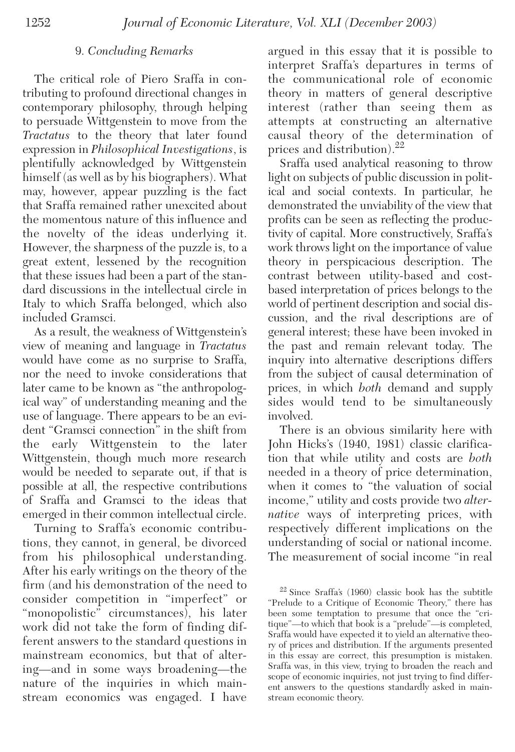## 9. *Concluding Remarks*

The critical role of Piero Sraffa in contributing to profound directional changes in contemporary philosophy, through helping to persuade Wittgenstein to move from the *Tractatus* to the theory that later found expression in *Philosophical Investigations*, is plentifully acknowledged by Wittgenstein himself (as well as by his biographers). What may, however, appear puzzling is the fact that Sraffa remained rather unexcited about the momentous nature of this influence and the novelty of the ideas underlying it. However, the sharpness of the puzzle is, to a great extent, lessened by the recognition that these issues had been a part of the standard discussions in the intellectual circle in Italy to which Sraffa belonged, which also included Gramsci.

As a result, the weakness of Wittgenstein's view of meaning and language in *Tractatus* would have come as no surprise to Sraffa, nor the need to invoke considerations that later came to be known as "the anthropological way" of understanding meaning and the use of language. There appears to be an evident "Gramsci connection" in the shift from the early Wittgenstein to the later Wittgenstein, though much more research would be needed to separate out, if that is possible at all, the respective contributions of Sraffa and Gramsci to the ideas that emerged in their common intellectual circle.

Turning to Sraffa's economic contributions, they cannot, in general, be divorced from his philosophical understanding. After his early writings on the theory of the firm (and his demonstration of the need to consider competition in "imperfect" or "monopolistic" circumstances), his later work did not take the form of finding different answers to the standard questions in mainstream economics, but that of altering—and in some ways broadening—the nature of the inquiries in which mainstream economics was engaged. I have argued in this essay that it is possible to interpret Sraffa's departures in terms of the communicational role of economic theory in matters of general descriptive interest (rather than seeing them as attempts at constructing an alternative causal theory of the determination of prices and distribution).[22]

Sraffa used analytical reasoning to throw light on subjects of public discussion in political and social contexts. In particular, he demonstrated the unviability of the view that profits can be seen as reflecting the productivity of capital. More constructively, Sraffa's work throws light on the importance of value theory in perspicacious description. The contrast between utility-based and cost-based interpretation of prices belongs to the world of pertinent description and social discussion, and the rival descriptions are of general interest; these have been invoked in the past and remain relevant today. The inquiry into alternative descriptions differs from the subject of causal determination of prices, in which *both* demand and supply sides would tend to be simultaneously involved.

There is an obvious similarity here with John Hicks's (1940, 1981) classic clarification that while utility and costs are *both* needed in a theory of price determination, when it comes to "the valuation of social income," utility and costs provide two *alternative* ways of interpreting prices, with respectively different implications on the understanding of social or national income. The measurement of social income "in real

[22] Since Sraffa's (1960) classic book has the subtitle "Prelude to a Critique of Economic Theory," there has been some temptation to presume that once the "critique"—to which that book is a "prelude"—is completed, Sraffa would have expected it to yield an alternative theory of prices and distribution. If the arguments presented in this essay are correct, this presumption is mistaken. Sraffa was, in this view, trying to broaden the reach and scope of economic inquiries, not just trying to find different answers to the questions standardly asked in mainstream economic theory.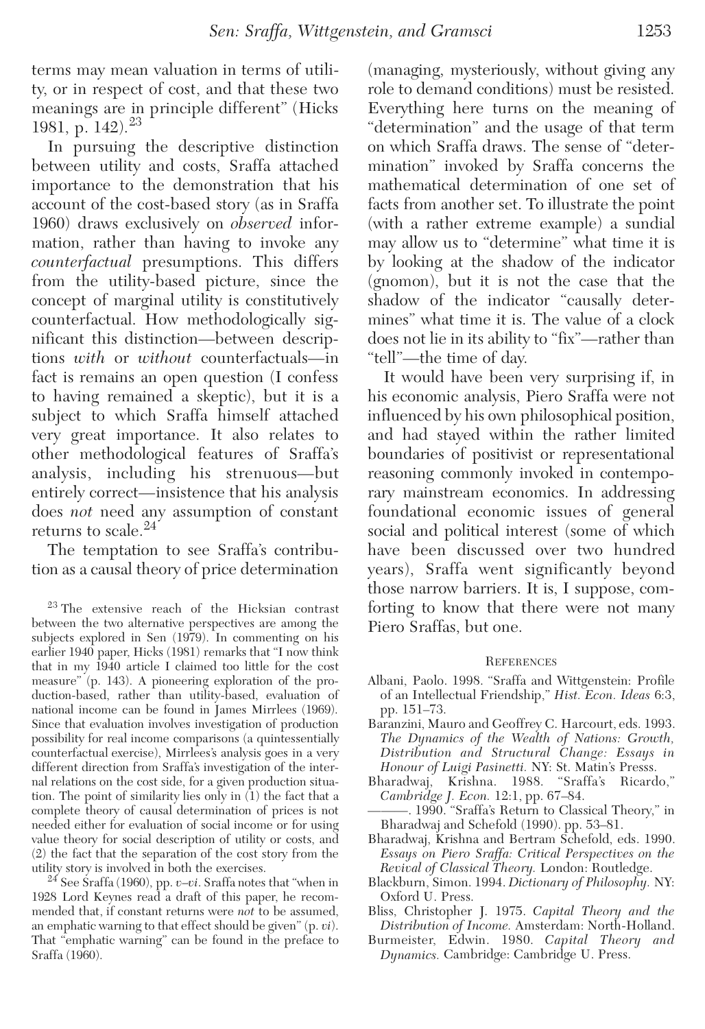terms may mean valuation in terms of utility, or in respect of cost, and that these two meanings are in principle different" (Hicks 1981, p. 142).[23]

In pursuing the descriptive distinction between utility and costs, Sraffa attached importance to the demonstration that his account of the cost-based story (as in Sraffa 1960) draws exclusively on *observed* information, rather than having to invoke any *counterfactual* presumptions. This differs from the utility-based picture, since the concept of marginal utility is constitutively counterfactual. How methodologically significant this distinction—between descriptions *with* or *without* counterfactuals—in fact is remains an open question (I confess to having remained a skeptic), but it is a subject to which Sraffa himself attached very great importance. It also relates to other methodological features of Sraffa's analysis, including his strenuous—but entirely correct—insistence that his analysis does *not* need any assumption of constant returns to scale.[24]

The temptation to see Sraffa's contribution as a causal theory of price determination (managing, mysteriously, without giving any role to demand conditions) must be resisted. Everything here turns on the meaning of "determination" and the usage of that term on which Sraffa draws. The sense of "determination" invoked by Sraffa concerns the mathematical determination of one set of facts from another set. To illustrate the point (with a rather extreme example) a sundial may allow us to "determine" what time it is by looking at the shadow of the indicator (gnomon), but it is not the case that the shadow of the indicator "causally determines" what time it is. The value of a clock does not lie in its ability to "fix"—rather than "tell"—the time of day.

It would have been very surprising if, in his economic analysis, Piero Sraffa were not influenced by his own philosophical position, and had stayed within the rather limited boundaries of positivist or representational reasoning commonly invoked in contemporary mainstream economics. In addressing foundational economic issues of general social and political interest (some of which have been discussed over two hundred years), Sraffa went significantly beyond those narrow barriers. It is, I suppose, comforting to know that there were not many Piero Sraffas, but one.

[23] The extensive reach of the Hicksian contrast between the two alternative perspectives are among the subjects explored in Sen (1979). In commenting on his earlier 1940 paper, Hicks (1981) remarks that "I now think that in my 1940 article I claimed too little for the cost measure" (p. 143). A pioneering exploration of the production-based, rather than utility-based, evaluation of national income can be found in James Mirrlees (1969). Since that evaluation involves investigation of production possibility for real income comparisons (a quintessentially counterfactual exercise), Mirrlees's analysis goes in a very different direction from Sraffa's investigation of the internal relations on the cost side, for a given production situation. The point of similarity lies only in (1) the fact that a complete theory of causal determination of prices is not needed either for evaluation of social income or for using value theory for social description of utility or costs, and (2) the fact that the separation of the cost story from the utility story is involved in both the exercises.

[24] See Sraffa (1960), pp. *v–vi*. Sraffa notes that "when in 1928 Lord Keynes read a draft of this paper, he recommended that, if constant returns were *not* to be assumed, an emphatic warning to that effect should be given" (p. *vi*). That "emphatic warning" can be found in the preface to Sraffa (1960).

## References

Albani, Paolo. 1998. "Sraffa and Wittgenstein: Profile of an Intellectual Friendship," *Hist. Econ. Ideas* 6:3, pp. 151–73.

Baranzini, Mauro and Geoffrey C. Harcourt, eds. 1993. *The Dynamics of the Wealth of Nations: Growth, Distribution and Structural Change: Essays in Honour of Luigi Pasinetti.* NY: St. Matin's Presss.

Bharadwaj, Krishna. 1988. "Sraffa's Ricardo," *Cambridge J. Econ.* 12:1, pp. 67–84.

———. 1990. "Sraffa's Return to Classical Theory," in Bharadwaj and Schefold (1990). pp. 53–81.

Bharadwaj, Krishna and Bertram Schefold, eds. 1990. *Essays on Piero Sraffa: Critical Perspectives on the Revival of Classical Theory.* London: Routledge.

Blackburn, Simon. 1994. *Dictionary of Philosophy.* NY: Oxford U. Press.

Bliss, Christopher J. 1975. *Capital Theory and the Distribution of Income.* Amsterdam: North-Holland.

Burmeister, Edwin. 1980. *Capital Theory and Dynamics.* Cambridge: Cambridge U. Press.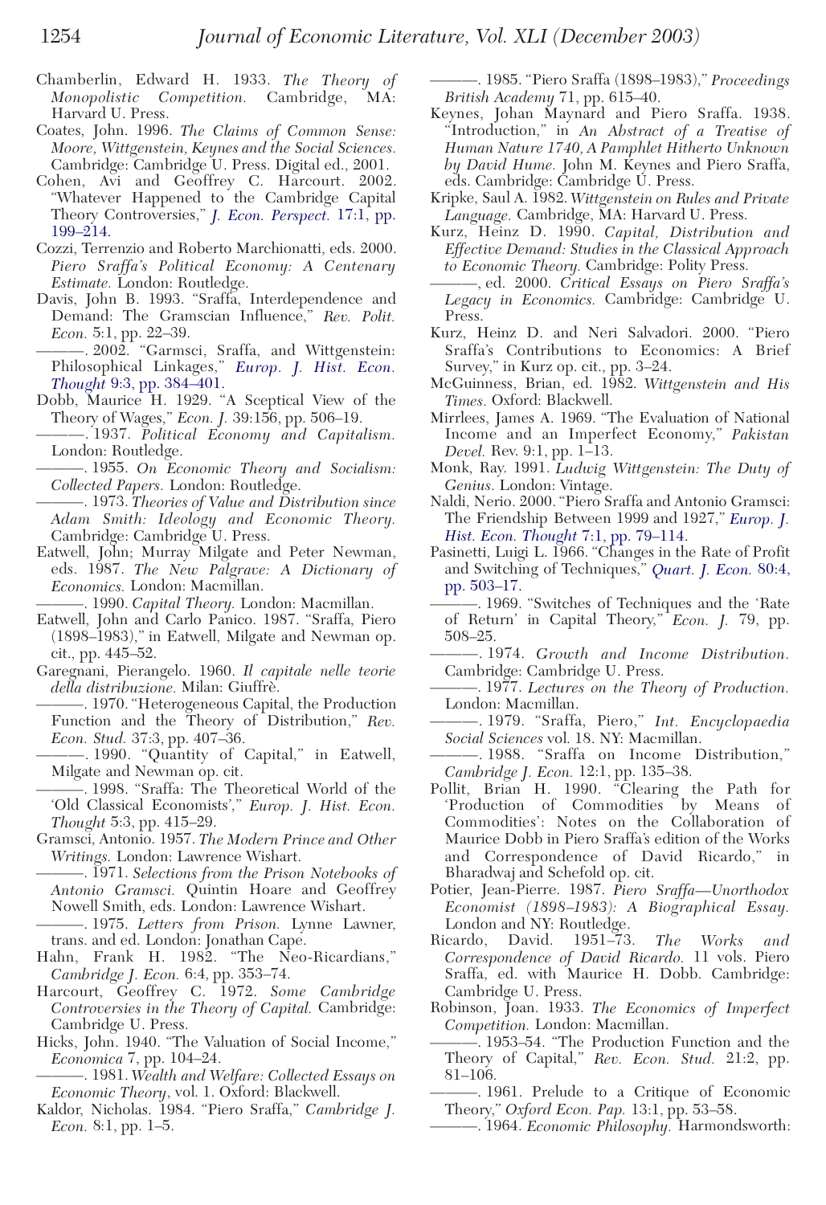Chamberlin, Edward H. 1933. *The Theory of Monopolistic Competition.* Cambridge, MA: Harvard U. Press.

Coates, John. 1996. *The Claims of Common Sense: Moore, Wittgenstein, Keynes and the Social Sciences.* Cambridge: Cambridge U. Press. Digital ed., 2001.

Cohen, Avi and Geoffrey C. Harcourt. 2002. "Whatever Happened to the Cambridge Capital Theory Controversies," *J. Econ. Perspect.* 17:1, pp. 199–214.

Cozzi, Terrenzio and Roberto Marchionatti, eds. 2000. *Piero Sraffa's Political Economy: A Centenary Estimate.* London: Routledge.

Davis, John B. 1993. "Sraffa, Interdependence and Demand: The Gramscian Influence," *Rev. Polit. Econ.* 5:1, pp. 22–39.

———. 2002. "Garmsci, Sraffa, and Wittgenstein: Philosophical Linkages," *Europ. J. Hist. Econ. Thought* 9:3, pp. 384–401.

Dobb, Maurice H. 1929. "A Sceptical View of the Theory of Wages," *Econ. J.* 39:156, pp. 506–19.

———. 1937. *Political Economy and Capitalism.* London: Routledge.

———. 1955. *On Economic Theory and Socialism: Collected Papers.* London: Routledge.

———. 1973. *Theories of Value and Distribution since Adam Smith: Ideology and Economic Theory.* Cambridge: Cambridge U. Press.

Eatwell, John; Murray Milgate and Peter Newman, eds. 1987. *The New Palgrave: A Dictionary of Economics.* London: Macmillan.

———. 1990. *Capital Theory.* London: Macmillan.

Eatwell, John and Carlo Panico. 1987. "Sraffa, Piero (1898–1983)," in Eatwell, Milgate and Newman op. cit., pp. 445–52.

Garegnani, Pierangelo. 1960. *Il capitale nelle teorie della distribuzione.* Milan: Giuffrè.

———. 1970. "Heterogeneous Capital, the Production Function and the Theory of Distribution," *Rev. Econ. Stud.* 37:3, pp. 407–36.

———. 1990. "Quantity of Capital," in Eatwell, Milgate and Newman op. cit.

———. 1998. "Sraffa: The Theoretical World of the 'Old Classical Economists'," *Europ. J. Hist. Econ. Thought* 5:3, pp. 415–29.

Gramsci, Antonio. 1957. *The Modern Prince and Other Writings.* London: Lawrence Wishart.

———. 1971. *Selections from the Prison Notebooks of Antonio Gramsci.* Quintin Hoare and Geoffrey Nowell Smith, eds. London: Lawrence Wishart.

———. 1975. *Letters from Prison.* Lynne Lawner, trans. and ed. London: Jonathan Cape.

Hahn, Frank H. 1982. "The Neo-Ricardians," *Cambridge J. Econ.* 6:4, pp. 353–74.

Harcourt, Geoffrey C. 1972. *Some Cambridge Controversies in the Theory of Capital.* Cambridge: Cambridge U. Press.

Hicks, John. 1940. "The Valuation of Social Income," *Economica* 7, pp. 104–24.

———. 1981. *Wealth and Welfare: Collected Essays on Economic Theory*, vol. 1. Oxford: Blackwell.

Kaldor, Nicholas. 1984. "Piero Sraffa," *Cambridge J. Econ.* 8:1, pp. 1–5.

———. 1985. "Piero Sraffa (1898–1983)," *Proceedings British Academy* 71, pp. 615–40.

Keynes, Johan Maynard and Piero Sraffa. 1938. "Introduction," in *An Abstract of a Treatise of Human Nature 1740, A Pamphlet Hitherto Unknown by David Hume.* John M. Keynes and Piero Sraffa, eds. Cambridge: Cambridge U. Press.

Kripke, Saul A. 1982. *Wittgenstein on Rules and Private Language.* Cambridge, MA: Harvard U. Press.

Kurz, Heinz D. 1990. *Capital, Distribution and Effective Demand: Studies in the Classical Approach to Economic Theory.* Cambridge: Polity Press.

———, ed. 2000. *Critical Essays on Piero Sraffa's Legacy in Economics.* Cambridge: Cambridge U. Press.

Kurz, Heinz D. and Neri Salvadori. 2000. "Piero Sraffa's Contributions to Economics: A Brief Survey," in Kurz op. cit., pp. 3–24.

McGuinness, Brian, ed. 1982. *Wittgenstein and His Times.* Oxford: Blackwell.

Mirrlees, James A. 1969. "The Evaluation of National Income and an Imperfect Economy," *Pakistan Devel.* Rev. 9, pp. 1–13.

Monk, Ray. 1991. *Ludwig Wittgenstein: The Duty of Genius.* London: Vintage.

Naldi, Nerio. 2000. "Piero Sraffa and Antonio Gramsci: The Friendship Between 1999 and 1927," *Europ. J. Hist. Econ. Thought* 7:1, pp. 79–114.

Pasinetti, Luigi L. 1966. "Changes in the Rate of Profit and Switching of Techniques," *Quart. J. Econ.* 80:4, pp. 503–17.

———. 1969. "Switches of Techniques and the 'Rate of Return' in Capital Theory," *Econ. J.* 79, pp. 508–25.

———. 1974. *Growth and Income Distribution.* Cambridge: Cambridge U. Press.

———. 1977. *Lectures on the Theory of Production.* London: Macmillan.

———. 1979. "Sraffa, Piero," *Int. Encyclopaedia Social Sciences* vol. 18. NY: Macmillan.

———. 1988. "Sraffa on Income Distribution," *Cambridge J. Econ.* 12:1, pp. 135–38.

Pollit, Brian H. 1990. "Clearing the Path for 'Production of Commodities by Means of Commodities': Notes on the Collaboration of Maurice Dobb in Piero Sraffa's edition of the Works and Correspondence of David Ricardo," in Bharadwaj and Schefold op. cit.

Potier, Jean-Pierre. 1987. *Piero Sraffa—Unorthodox Economist (1898–1983): A Biographical Essay.* London and NY: Routledge.

Ricardo, David. 1951–73. *The Works and Correspondence of David Ricardo.* 11 vols. Piero Sraffa, ed. with Maurice H. Dobb. Cambridge: Cambridge U. Press.

Robinson, Joan. 1933. *The Economics of Imperfect Competition.* London: Macmillan.

———. 1953–54. "The Production Function and the Theory of Capital," *Rev. Econ. Stud.* 21:2, pp. 81–106.

———. 1961. Prelude to a Critique of Economic Theory," *Oxford Econ. Pap.* 13:1, pp. 53–58.

———. 1964. *Economic Philosophy.* Harmondsworth: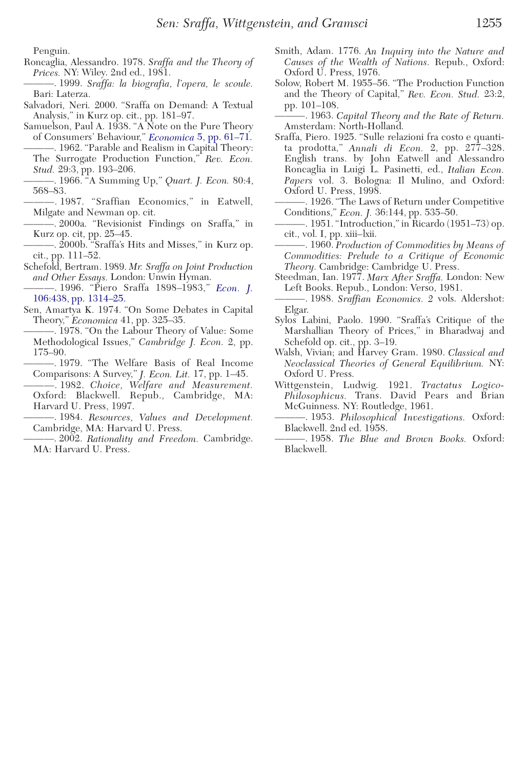Penguin.

Roncaglia, Alessandro. 1978. *Sraffa and the Theory of Prices.* NY: Wiley. 2nd ed., 1981.

———. 1999. *Sraffa: la biografia, l'opera, le scoule.* Bari: Laterza.

Salvadori, Neri. 2000. "Sraffa on Demand: A Textual Analysis," in Kurz op. cit., pp. 181–97.

Samuelson, Paul A. 1938. "A Note on the Pure Theory of Consumers' Behaviour," *Economica* 5, pp. 61–71.

———. 1962. "Parable and Realism in Capital Theory: The Surrogate Production Function," *Rev. Econ. Stud.* 29:3, pp. 193–206.

———. 1966. "A Summing Up," *Quart. J. Econ.* 80:4, 568–83.

———. 1987. "Sraffian Economics," in Eatwell, Milgate and Newman op. cit.

———. 2000a. "Revisionist Findings on Sraffa," in Kurz op. cit, pp. 25–45.

———. 2000b. "Sraffa's Hits and Misses," in Kurz op. cit., pp. 111–52.

Schefold, Bertram. 1989. *Mr. Sraffa on Joint Production and Other Essays.* London: Unwin Hyman.

———. 1996. "Piero Sraffa 1898–1983," *Econ. J.* 106:438, pp. 1314–25.

Sen, Amartya K. 1974. "On Some Debates in Capital Theory," *Economica* 41, pp. 325–35.

———. 1978. "On the Labour Theory of Value: Some Methodological Issues," *Cambridge J. Econ.* 2, pp. 175–90.

———. 1979. "The Welfare Basis of Real Income Comparisons: A Survey," *J. Econ. Lit.* 17, pp. 1–45.

———. 1982. *Choice, Welfare and Measurement.* Oxford: Blackwell. Repub., Cambridge, MA: Harvard U. Press, 1997.

———. 1984. *Resources, Values and Development.* Cambridge, MA: Harvard U. Press.

———. 2002. *Rationality and Freedom.* Cambridge. MA: Harvard U. Press.

Smith, Adam. 1776. *An Inquiry into the Nature and Causes of the Wealth of Nations.* Repub., Oxford: Oxford U. Press, 1976.

Solow, Robert M. 1955–56. "The Production Function and the Theory of Capital," *Rev. Econ. Stud.* 23:2, pp. 101–108.

———. 1963. *Capital Theory and the Rate of Return.* Amsterdam: North-Holland.

Sraffa, Piero. 1925. "Sulle relazioni fra costo e quantita prodotta," *Annali di Econ.* 2, pp. 277–328. English trans. by John Eatwell and Alessandro Roncaglia in Luigi L. Pasinetti, ed., *Italian Econ. Papers* vol. 3. Bologna: Il Mulino, and Oxford: Oxford U. Press, 1998.

———. 1926. "The Laws of Return under Competitive Conditions," *Econ. J.* 36:144, pp. 535–50.

———. 1951. "Introduction," in Ricardo (1951–73) op. cit., vol. I, pp. xiii–lxii.

———. 1960. *Production of Commodities by Means of Commodities: Prelude to a Critique of Economic Theory.* Cambridge: Cambridge U. Press.

Steedman, Ian. 1977. *Marx After Sraffa.* London: New Left Books. Repub., London: Verso, 1981.

———. 1988. *Sraffian Economics. 2* vols. Aldershot: Elgar.

Sylos Labini, Paolo. 1990. "Sraffa's Critique of the Marshallian Theory of Prices," in Bharadwaj and Schefold op. cit., pp. 3–19.

Walsh, Vivian; and Harvey Gram. 1980. *Classical and Neoclassical Theories of General Equilibrium.* NY: Oxford U. Press.

Wittgenstein, Ludwig. 1921. *Tractatus Logico-Philosophicus.* Trans. David Pears and Brian McGuinness. NY: Routledge, 1961.

———. 1953. *Philosophical Investigations.* Oxford: Blackwell. 2nd ed. 1958.

———. 1958. *The Blue and Brown Books.* Oxford: Blackwell.